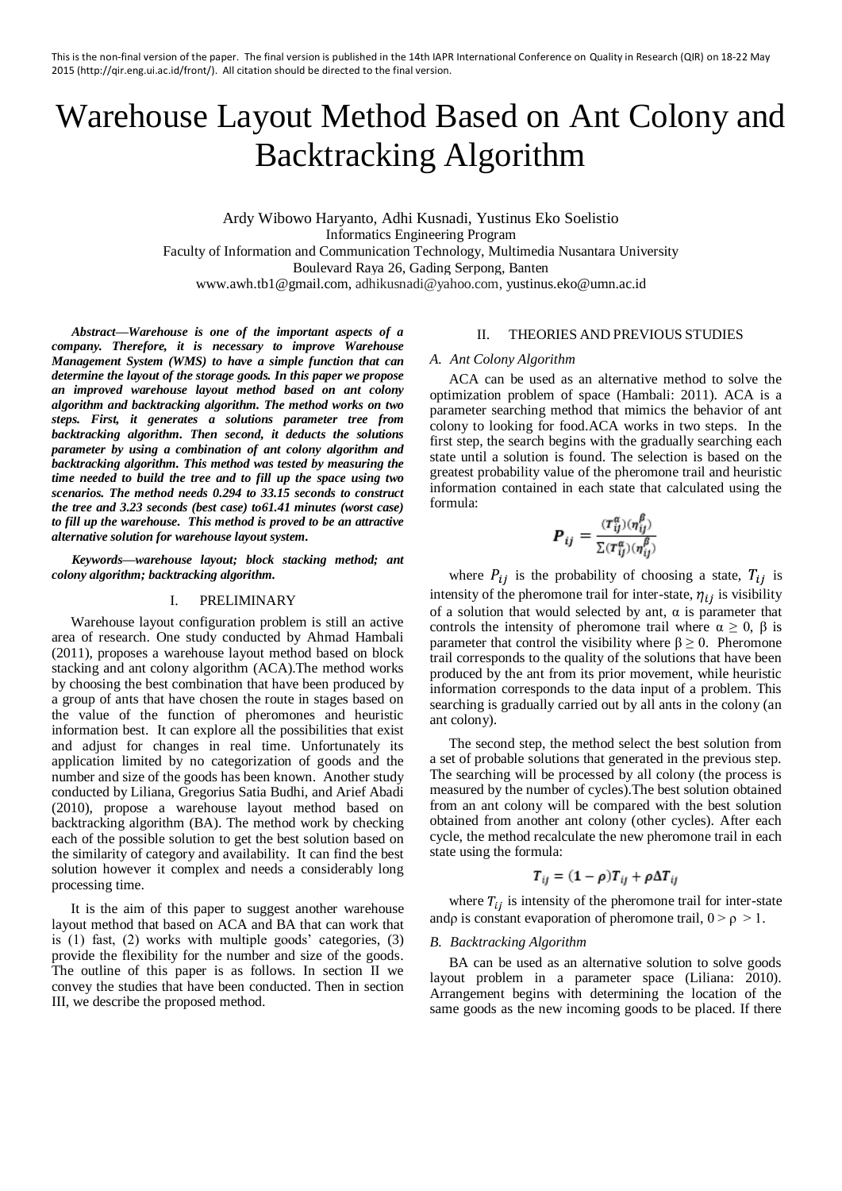This is the non-final version of the paper. The final version is published in the 14th IAPR International Conference on Quality in Research (QIR) on 18-22 May 2015 (http://qir.eng.ui.ac.id/front/). All citation should be directed to the final version.

# Warehouse Layout Method Based on Ant Colony and Backtracking Algorithm

Ardy Wibowo Haryanto, Adhi Kusnadi, Yustinus Eko Soelistio
Informatics Engineering Program
Faculty of Information and Communication Technology, Multimedia Nusantara University
Boulevard Raya 26, Gading Serpong, Banten
www.awh.tb1@gmail.com, adhikusnadi@yahoo.com, yustinus.eko@umn.ac.id

***Abstract*—*Warehouse is one of the important aspects of a company. Therefore, it is necessary to improve Warehouse Management System (WMS) to have a simple function that can determine the layout of the storage goods. In this paper we propose an improved warehouse layout method based on ant colony algorithm and backtracking algorithm. The method works on two steps. First, it generates a solutions parameter tree from backtracking algorithm. Then second, it deducts the solutions parameter by using a combination of ant colony algorithm and backtracking algorithm. This method was tested by measuring the time needed to build the tree and to fill up the space using two scenarios. The method needs 0.294 to 33.15 seconds to construct the tree and 3.23 seconds (best case) to61.41 minutes (worst case) to fill up the warehouse. This method is proved to be an attractive alternative solution for warehouse layout system.***

***Keywords*—*warehouse layout; block stacking method; ant colony algorithm; backtracking algorithm.***

## I. PRELIMINARY

Warehouse layout configuration problem is still an active area of research. One study conducted by Ahmad Hambali (2011), proposes a warehouse layout method based on block stacking and ant colony algorithm (ACA).The method works by choosing the best combination that have been produced by a group of ants that have chosen the route in stages based on the value of the function of pheromones and heuristic information best. It can explore all the possibilities that exist and adjust for changes in real time. Unfortunately its application limited by no categorization of goods and the number and size of the goods has been known. Another study conducted by Liliana, Gregorius Satia Budhi, and Arief Abadi (2010), propose a warehouse layout method based on backtracking algorithm (BA). The method work by checking each of the possible solution to get the best solution based on the similarity of category and availability. It can find the best solution however it complex and needs a considerably long processing time.

It is the aim of this paper to suggest another warehouse layout method that based on ACA and BA that can work that is (1) fast, (2) works with multiple goods' categories, (3) provide the flexibility for the number and size of the goods. The outline of this paper is as follows. In section II we convey the studies that have been conducted. Then in section III, we describe the proposed method.

## II. THEORIES AND PREVIOUS STUDIES

### *A. Ant Colony Algorithm*

ACA can be used as an alternative method to solve the optimization problem of space (Hambali: 2011). ACA is a parameter searching method that mimics the behavior of ant colony to looking for food.ACA works in two steps. In the first step, the search begins with the gradually searching each state until a solution is found. The selection is based on the greatest probability value of the pheromone trail and heuristic information contained in each state that calculated using the formula:

$$P_{ij} = \frac{(T_{ij}^{\alpha})(\eta_{ij}^{\beta})}{\Sigma(T_{ij}^{\alpha})(\eta_{ij}^{\beta})}$$

where $P_{ij}$ is the probability of choosing a state, $T_{ij}$ is intensity of the pheromone trail for inter-state, $\eta_{ij}$ is visibility of a solution that would selected by ant, α is parameter that controls the intensity of pheromone trail where $\alpha \geq 0$, β is parameter that control the visibility where $\beta \geq 0$. Pheromone trail corresponds to the quality of the solutions that have been produced by the ant from its prior movement, while heuristic information corresponds to the data input of a problem. This searching is gradually carried out by all ants in the colony (an ant colony).

The second step, the method select the best solution from a set of probable solutions that generated in the previous step. The searching will be processed by all colony (the process is measured by the number of cycles).The best solution obtained from an ant colony will be compared with the best solution obtained from another ant colony (other cycles). After each cycle, the method recalculate the new pheromone trail in each state using the formula:

$$T_{ij} = (1 - \rho)T_{ij} + \rho\Delta T_{ij}$$

where $T_{ij}$ is intensity of the pheromone trail for inter-state andρ is constant evaporation of pheromone trail, $0 > \rho > 1$.

### *B. Backtracking Algorithm*

BA can be used as an alternative solution to solve goods layout problem in a parameter space (Liliana: 2010). Arrangement begins with determining the location of the same goods as the new incoming goods to be placed. If there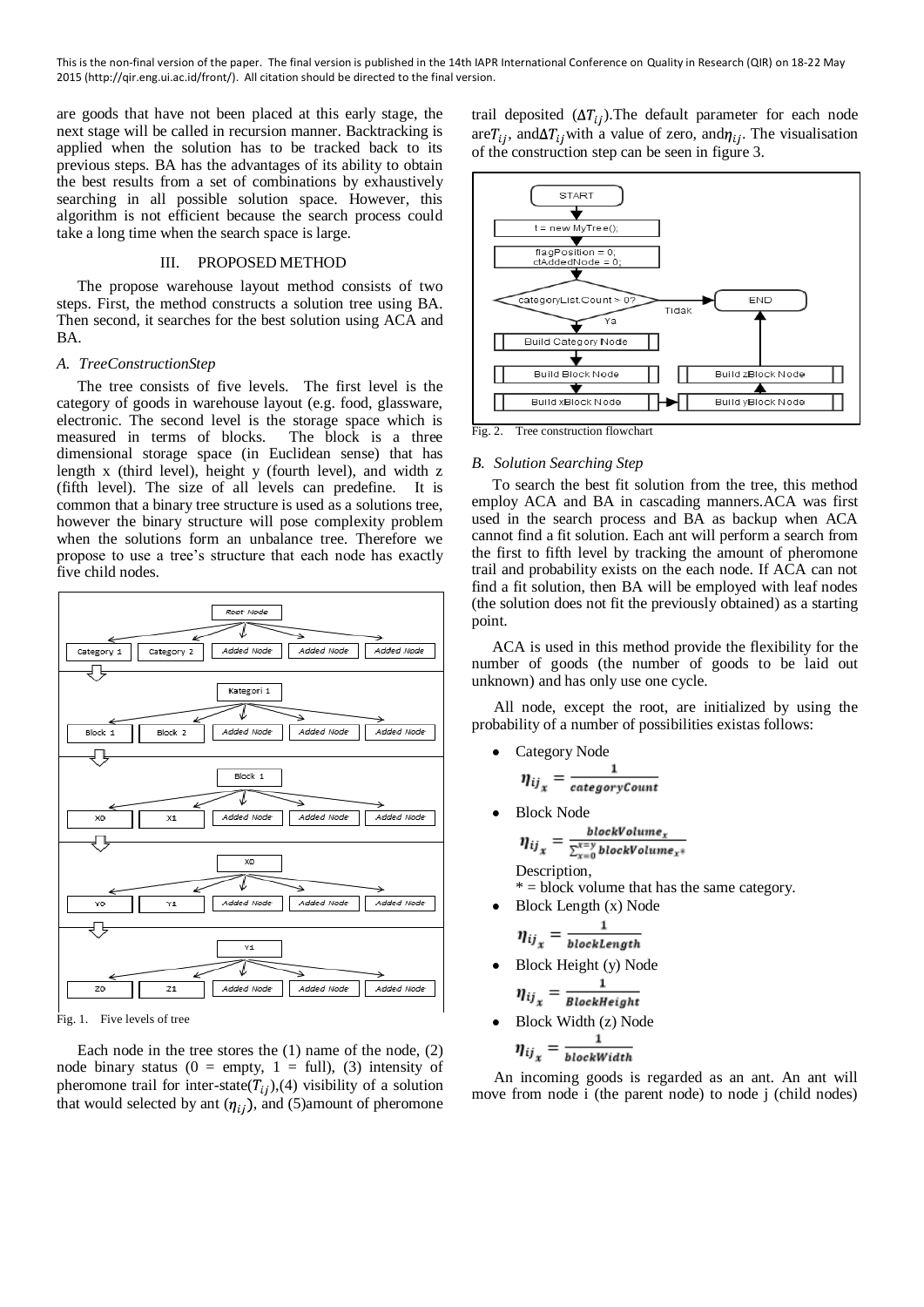are goods that have not been placed at this early stage, the next stage will be called in recursion manner. Backtracking is applied when the solution has to be tracked back to its previous steps. BA has the advantages of its ability to obtain the best results from a set of combinations by exhaustively searching in all possible solution space. However, this algorithm is not efficient because the search process could take a long time when the search space is large.

## III. PROPOSED METHOD

The propose warehouse layout method consists of two steps. First, the method constructs a solution tree using BA. Then second, it searches for the best solution using ACA and BA.

### *A. TreeConstructionStep*

The tree consists of five levels. The first level is the category of goods in warehouse layout (e.g. food, glassware, electronic. The second level is the storage space which is measured in terms of blocks. The block is a three dimensional storage space (in Euclidean sense) that has length x (third level), height y (fourth level), and width z (fifth level). The size of all levels can predefine. It is common that a binary tree structure is used as a solutions tree, however the binary structure will pose complexity problem when the solutions form an unbalance tree. Therefore we propose to use a tree's structure that each node has exactly five child nodes.

Fig. 1. Five levels of tree

Each node in the tree stores the (1) name of the node, (2) node binary status (0 = empty, 1 = full), (3) intensity of pheromone trail for inter-state($T_{ij}$),(4) visibility of a solution that would selected by ant ($\eta_{ij}$), and (5)amount of pheromone trail deposited ($\Delta T_{ij}$).The default parameter for each node are$T_{ij}$, and$\Delta T_{ij}$with a value of zero, and$\eta_{ij}$. The visualisation of the construction step can be seen in figure 3.

Fig. 2. Tree construction flowchart

### *B. Solution Searching Step*

To search the best fit solution from the tree, this method employ ACA and BA in cascading manners.ACA was first used in the search process and BA as backup when ACA cannot find a fit solution. Each ant will perform a search from the first to fifth level by tracking the amount of pheromone trail and probability exists on the each node. If ACA can not find a fit solution, then BA will be employed with leaf nodes (the solution does not fit the previously obtained) as a starting point.

ACA is used in this method provide the flexibility for the number of goods (the number of goods to be laid out unknown) and has only use one cycle.

All node, except the root, are initialized by using the probability of a number of possibilities existas follows:

- Category Node

$$\eta_{ij_x} = \frac{1}{categoryCount}$$

- Block Node

$$\eta_{ij_x} = \frac{blockVolume_x}{\sum_{x=0}^{x=y} blockVolume_{x^*}}$$

Description,
\* = block volume that has the same category.

- Block Length (x) Node

$$\eta_{ij_x} = \frac{1}{blockLength}$$

- Block Height (y) Node

$$\eta_{ij_x} = \frac{1}{BlockHeight}$$

- Block Width (z) Node

$$\eta_{ij_x} = \frac{1}{blockWidth}$$

An incoming goods is regarded as an ant. An ant will move from node i (the parent node) to node j (child nodes)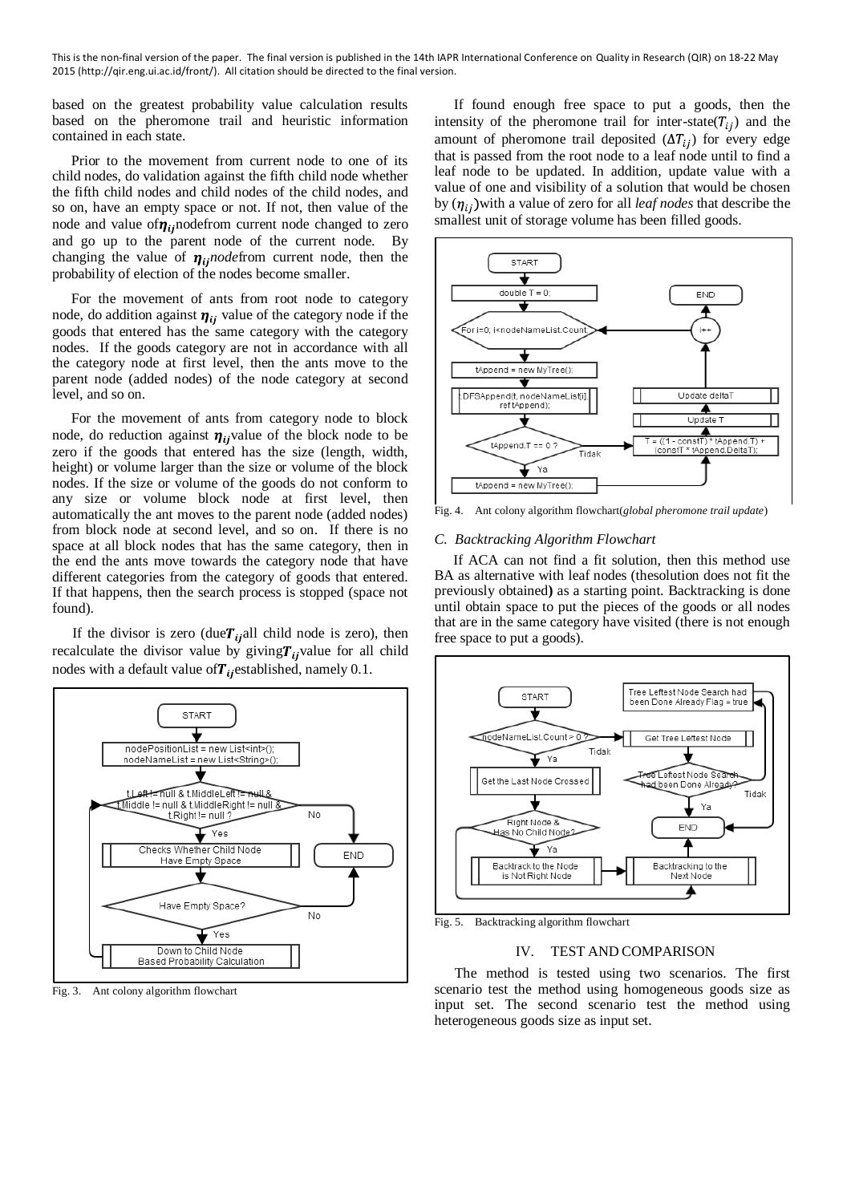based on the greatest probability value calculation results based on the pheromone trail and heuristic information contained in each state.

Prior to the movement from current node to one of its child nodes, do validation against the fifth child node whether the fifth child nodes and child nodes of the child nodes, and so on, have an empty space or not. If not, then value of the node and value of $\eta_{ij}$ nodefrom current node changed to zero and go up to the parent node of the current node. By changing the value of $\eta_{ij}$ *node* from current node, then the probability of election of the nodes become smaller.

For the movement of ants from root node to category node, do addition against $\eta_{ij}$ value of the category node if the goods that entered has the same category with the category nodes. If the goods category are not in accordance with all the category node at first level, then the ants move to the parent node (added nodes) of the node category at second level, and so on.

For the movement of ants from category node to block node, do reduction against $\eta_{ij}$ value of the block node to be zero if the goods that entered has the size (length, width, height) or volume larger than the size or volume of the block nodes. If the size or volume of the goods do not conform to any size or volume block node at first level, then automatically the ant moves to the parent node (added nodes) from block node at second level, and so on. If there is no space at all block nodes that has the same category, then in the end the ants move towards the category node that have different categories from the category of goods that entered. If that happens, then the search process is stopped (space not found).

If the divisor is zero (due $T_{ij}$ all child node is zero), then recalculate the divisor value by giving $T_{ij}$ value for all child nodes with a default value of $T_{ij}$ established, namely 0.1.

Fig. 3. Ant colony algorithm flowchart

If found enough free space to put a goods, then the intensity of the pheromone trail for inter-state($T_{ij}$) and the amount of pheromone trail deposited ($\Delta T_{ij}$) for every edge that is passed from the root node to a leaf node until to find a leaf node to be updated. In addition, update value with a value of one and visibility of a solution that would be chosen by ($\eta_{ij}$) with a value of zero for all *leaf nodes* that describe the smallest unit of storage volume has been filled goods.

Fig. 4. Ant colony algorithm flowchart(*global pheromone trail update*)

### C. Backtracking Algorithm Flowchart

If ACA can not find a fit solution, then this method use BA as alternative with leaf nodes (thesolution does not fit the previously obtained) as a starting point. Backtracking is done until obtain space to put the pieces of the goods or all nodes that are in the same category have visited (there is not enough free space to put a goods).

Fig. 5. Backtracking algorithm flowchart

## IV. TEST AND COMPARISON

The method is tested using two scenarios. The first scenario test the method using homogeneous goods size as input set. The second scenario test the method using heterogeneous goods size as input set.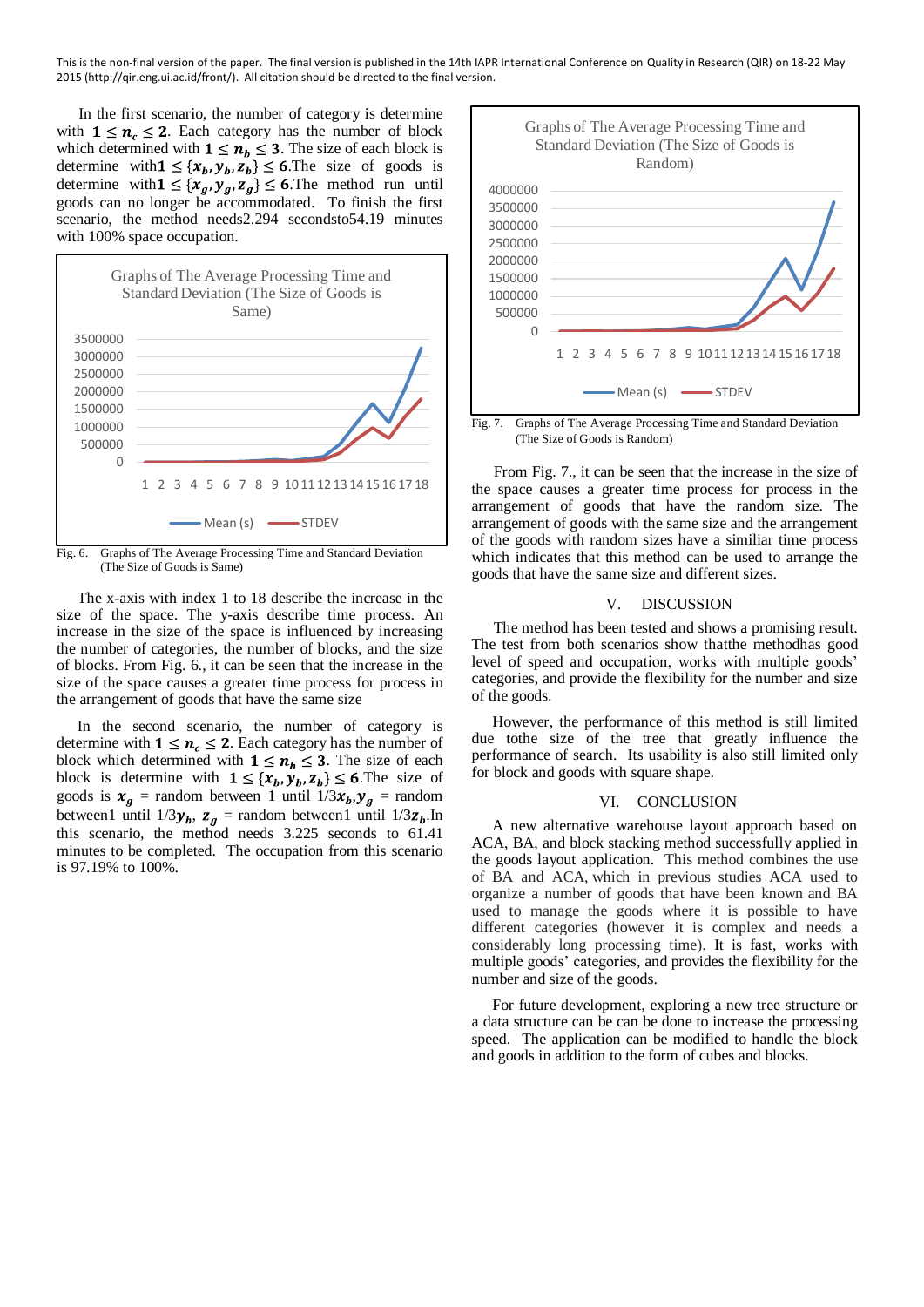In the first scenario, the number of category is determine with $1 \leq n_c \leq 2$. Each category has the number of block which determined with $1 \leq n_b \leq 3$. The size of each block is determine with $1 \leq \{x_b, y_b, z_b\} \leq 6$. The size of goods is determine with $1 \leq \{x_g, y_g, z_g\} \leq 6$. The method run until goods can no longer be accommodated. To finish the first scenario, the method needs 2.294 seconds to 54.19 minutes with 100% space occupation.

Fig. 6. Graphs of The Average Processing Time and Standard Deviation (The Size of Goods is Same)

The x-axis with index 1 to 18 describe the increase in the size of the space. The y-axis describe time process. An increase in the size of the space is influenced by increasing the number of categories, the number of blocks, and the size of blocks. From Fig. 6., it can be seen that the increase in the size of the space causes a greater time process for process in the arrangement of goods that have the same size

In the second scenario, the number of category is determine with $1 \leq n_c \leq 2$. Each category has the number of block which determined with $1 \leq n_b \leq 3$. The size of each block is determine with $1 \leq \{x_b, y_b, z_b\} \leq 6$. The size of goods is $x_g$ = random between 1 until $1/3x_b$, $y_g$ = random between 1 until $1/3y_b$, $z_g$ = random between 1 until $1/3z_b$. In this scenario, the method needs 3.225 seconds to 61.41 minutes to be completed. The occupation from this scenario is 97.19% to 100%.

Fig. 7. Graphs of The Average Processing Time and Standard Deviation (The Size of Goods is Random)

From Fig. 7., it can be seen that the increase in the size of the space causes a greater time process for process in the arrangement of goods that have the random size. The arrangement of goods with the same size and the arrangement of the goods with random sizes have a similiar time process which indicates that this method can be used to arrange the goods that have the same size and different sizes.

## V. DISCUSSION

The method has been tested and shows a promising result. The test from both scenarios show thatthe methodhas good level of speed and occupation, works with multiple goods' categories, and provide the flexibility for the number and size of the goods.

However, the performance of this method is still limited due tothe size of the tree that greatly influence the performance of search. Its usability is also still limited only for block and goods with square shape.

## VI. CONCLUSION

A new alternative warehouse layout approach based on ACA, BA, and block stacking method successfully applied in the goods layout application. This method combines the use of BA and ACA, which in previous studies ACA used to organize a number of goods that have been known and BA used to manage the goods where it is possible to have different categories (however it is complex and needs a considerably long processing time). It is fast, works with multiple goods' categories, and provides the flexibility for the number and size of the goods.

For future development, exploring a new tree structure or a data structure can be can be done to increase the processing speed. The application can be modified to handle the block and goods in addition to the form of cubes and blocks.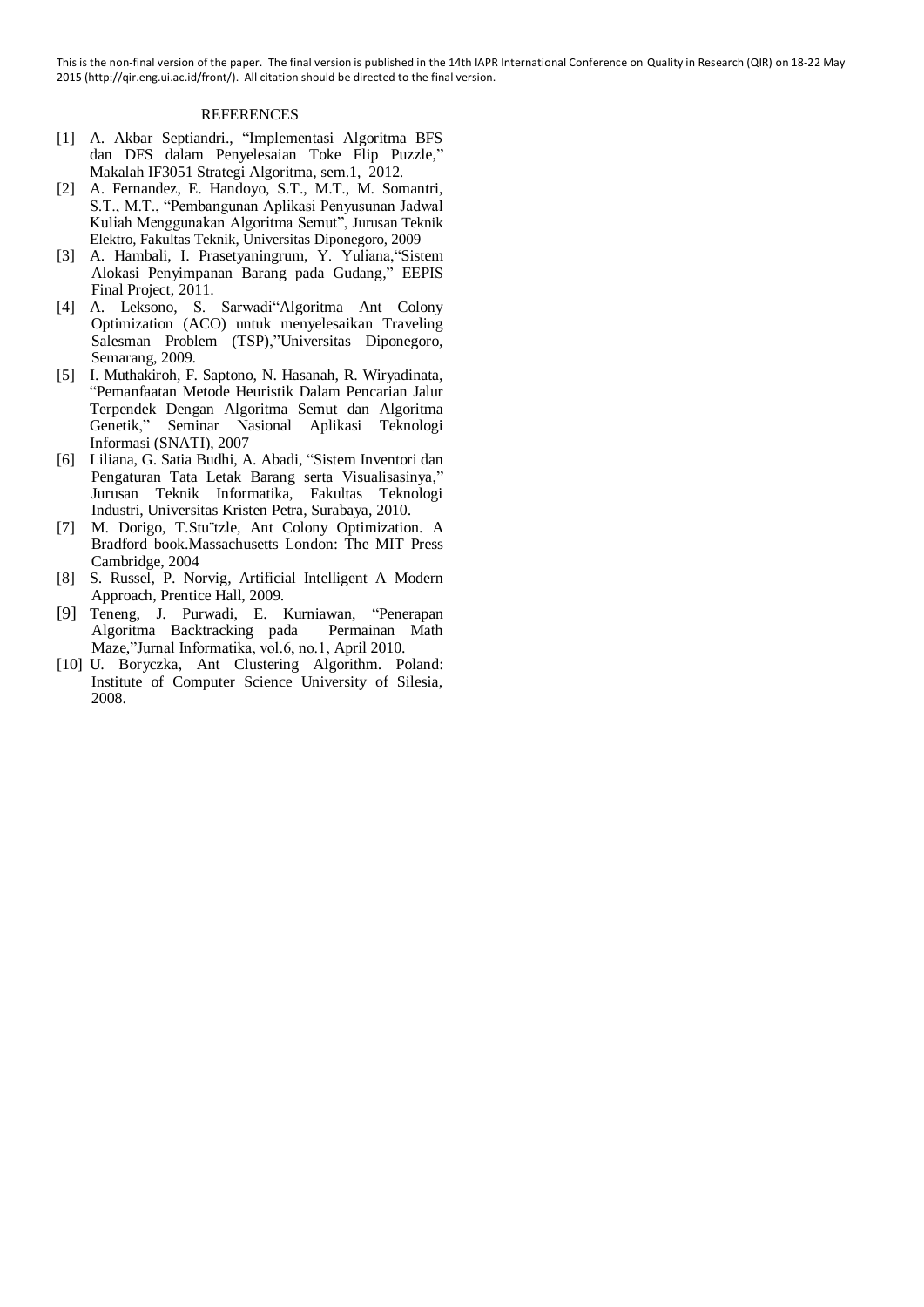## REFERENCES

[1] A. Akbar Septiandri., "Implementasi Algoritma BFS dan DFS dalam Penyelesaian Toke Flip Puzzle," Makalah IF3051 Strategi Algoritma, sem.1, 2012.

[2] A. Fernandez, E. Handoyo, S.T., M.T., M. Somantri, S.T., M.T., "Pembangunan Aplikasi Penyusunan Jadwal Kuliah Menggunakan Algoritma Semut", Jurusan Teknik Elektro, Fakultas Teknik, Universitas Diponegoro, 2009

[3] A. Hambali, I. Prasetyaningrum, Y. Yuliana,"Sistem Alokasi Penyimpanan Barang pada Gudang," EEPIS Final Project, 2011.

[4] A. Leksono, S. Sarwadi"Algoritma Ant Colony Optimization (ACO) untuk menyelesaikan Traveling Salesman Problem (TSP),"Universitas Diponegoro, Semarang, 2009.

[5] I. Muthakiroh, F. Saptono, N. Hasanah, R. Wiryadinata, "Pemanfaatan Metode Heuristik Dalam Pencarian Jalur Terpendek Dengan Algoritma Semut dan Algoritma Genetik," Seminar Nasional Aplikasi Teknologi Informasi (SNATI), 2007

[6] Liliana, G. Satia Budhi, A. Abadi, "Sistem Inventori dan Pengaturan Tata Letak Barang serta Visualisasinya," Jurusan Teknik Informatika, Fakultas Teknologi Industri, Universitas Kristen Petra, Surabaya, 2010.

[7] M. Dorigo, T.Stu¨tzle, Ant Colony Optimization. A Bradford book.Massachusetts London: The MIT Press Cambridge, 2004

[8] S. Russel, P. Norvig, Artificial Intelligent A Modern Approach, Prentice Hall, 2009.

[9] Teneng, J. Purwadi, E. Kurniawan, "Penerapan Algoritma Backtracking pada Permainan Math Maze,"Jurnal Informatika, vol.6, no.1, April 2010.

[10] U. Boryczka, Ant Clustering Algorithm. Poland: Institute of Computer Science University of Silesia, 2008.